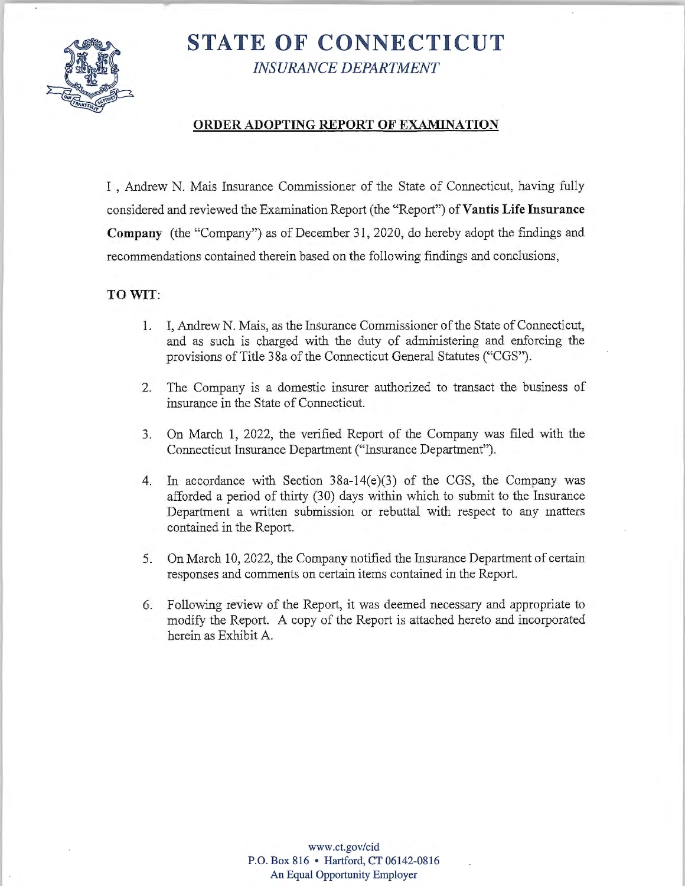# STATE OF CONNECTICUT

*INSURANCE DEPARTMENT*

## ORDER ADOPTING REPORT OF EXAMINATION

I , Andrew N. Mais Insurance Commissioner of the State of Connecticut, having fully considered and reviewed the Examination Report (the "Report") of **Vantis Life Insurance Company** (the "Company") as of December 31, 2020, do hereby adopt the findings and recommendations contained therein based on the following findings and conclusions,

**TO WIT**:

1. I, Andrew N. Mais, as the Insurance Commissioner of the State of Connecticut, and as such is charged with the duty of administering and enforcing the provisions of Title 38a of the Connecticut General Statutes ("CGS").

2. The Company is a domestic insurer authorized to transact the business of insurance in the State of Connecticut.

3. On March 1, 2022, the verified Report of the Company was filed with the Connecticut Insurance Department ("Insurance Department").

4. In accordance with Section 38a-14(e)(3) of the CGS, the Company was afforded a period of thirty (30) days within which to submit to the Insurance Department a written submission or rebuttal with respect to any matters contained in the Report.

5. On March 10, 2022, the Company notified the Insurance Department of certain responses and comments on certain items contained in the Report.

6. Following review of the Report, it was deemed necessary and appropriate to modify the Report. A copy of the Report is attached hereto and incorporated herein as Exhibit A.

www.ct.gov/cid
P.O. Box 816 • Hartford, CT 06142-0816
An Equal Opportunity Employer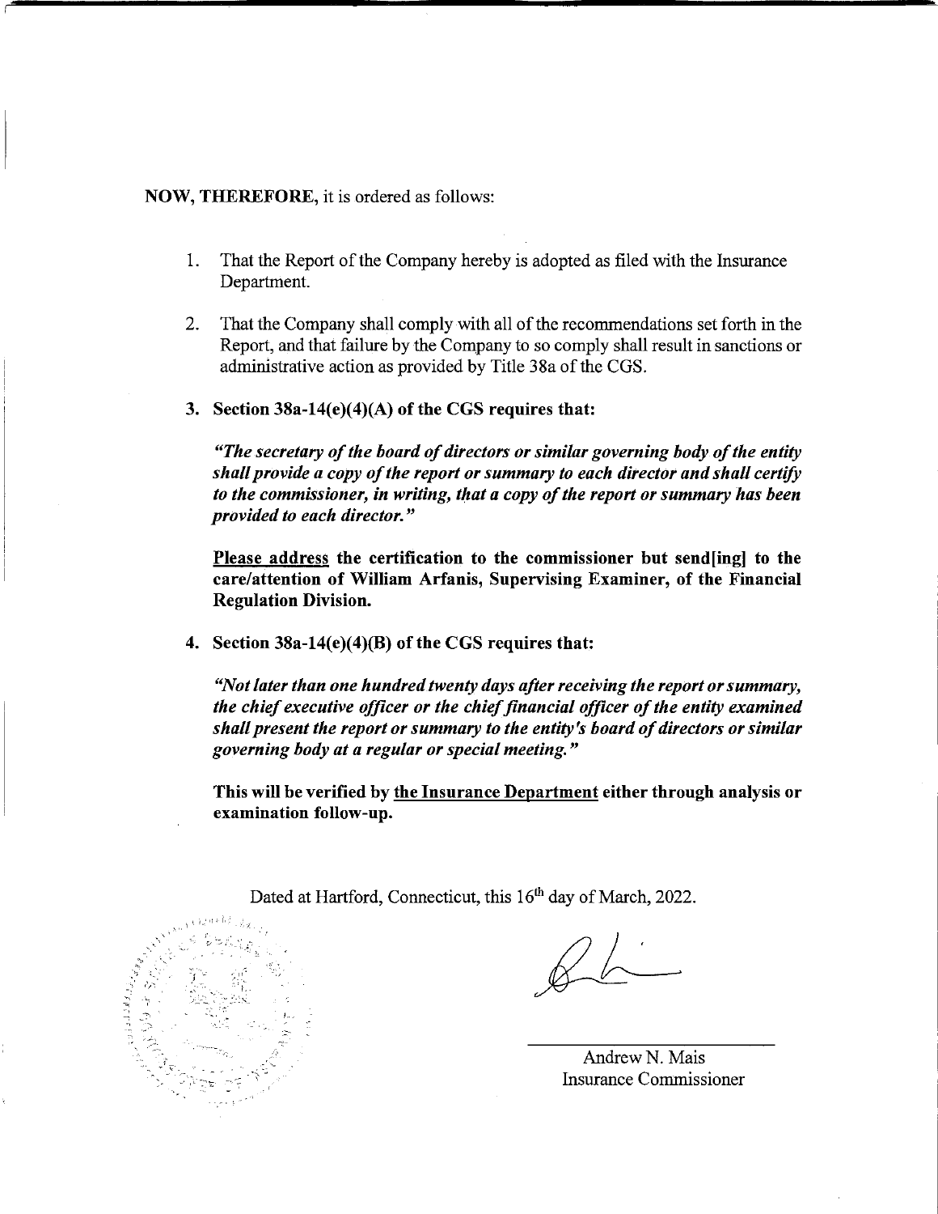**NOW, THEREFORE,** it is ordered as follows:

1. That the Report of the Company hereby is adopted as filed with the Insurance Department.

2. That the Company shall comply with all of the recommendations set forth in the Report, and that failure by the Company to so comply shall result in sanctions or administrative action as provided by Title 38a of the CGS.

3. **Section 38a-14(e)(4)(A) of the CGS requires that:**

   ***"The secretary of the board of directors or similar governing body of the entity shall provide a copy of the report or summary to each director and shall certify to the commissioner, in writing, that a copy of the report or summary has been provided to each director."***

   **<u>Please address</u> the certification to the commissioner but send[ing] to the care/attention of William Arfanis, Supervising Examiner, of the Financial Regulation Division.**

4. **Section 38a-14(e)(4)(B) of the CGS requires that:**

   ***"Not later than one hundred twenty days after receiving the report or summary, the chief executive officer or the chief financial officer of the entity examined shall present the report or summary to the entity's board of directors or similar governing body at a regular or special meeting."***

   **This will be verified by <u>the Insurance Department</u> either through analysis or examination follow-up.**

Dated at Hartford, Connecticut, this 16th day of March, 2022.

Andrew N. Mais
Insurance Commissioner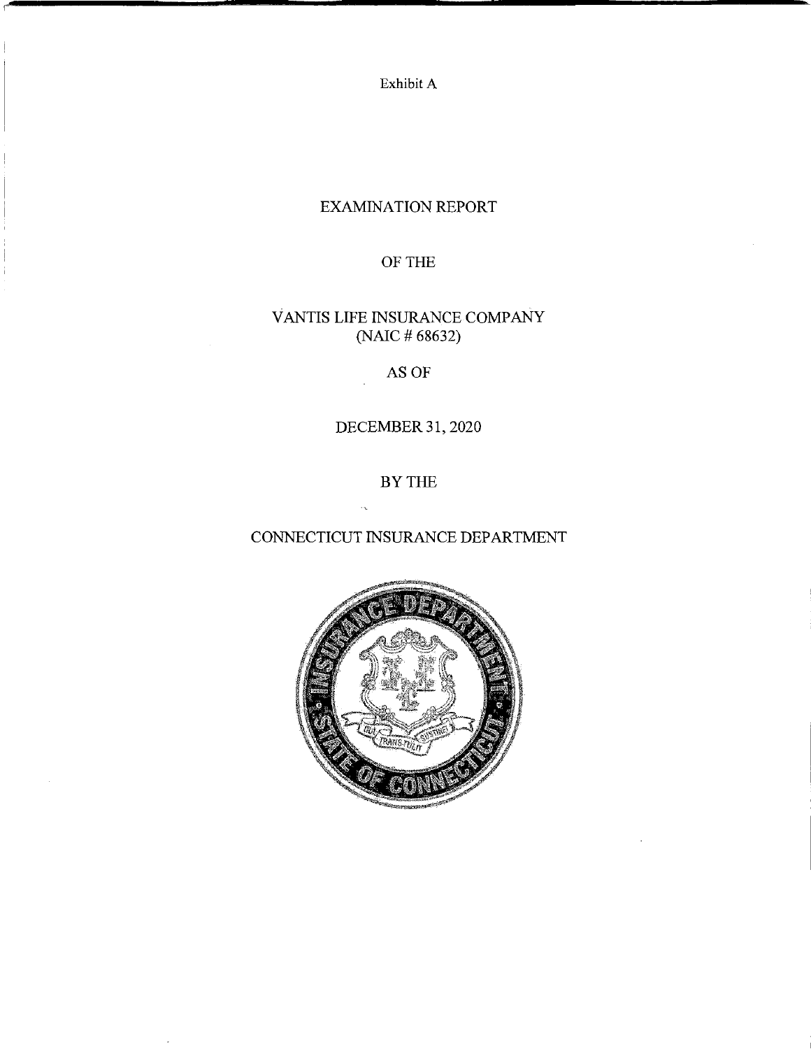Exhibit A

# EXAMINATION REPORT

OF THE

VANTIS LIFE INSURANCE COMPANY
(NAIC # 68632)

AS OF

DECEMBER 31, 2020

BY THE

CONNECTICUT INSURANCE DEPARTMENT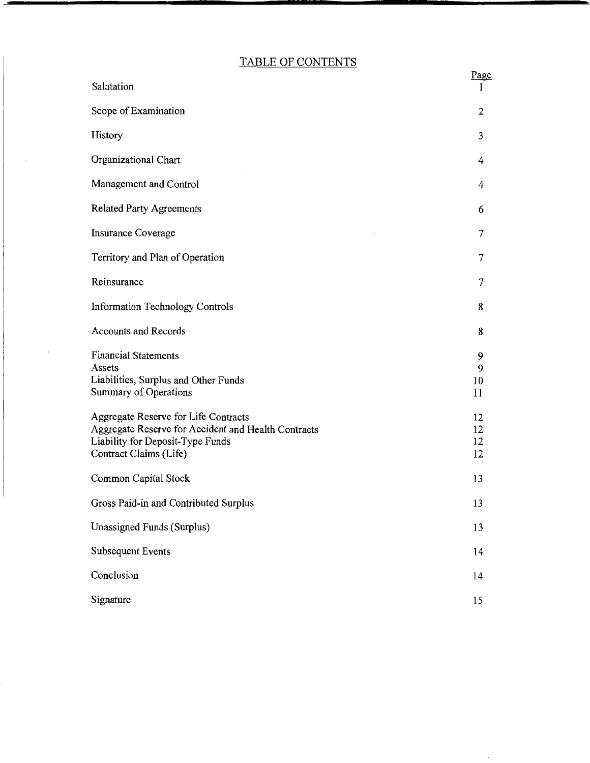# TABLE OF CONTENTS

| | Page |
|---|---|
| Salutation | 1 |
| Scope of Examination | 2 |
| History | 3 |
| Organizational Chart | 4 |
| Management and Control | 4 |
| Related Party Agreements | 6 |
| Insurance Coverage | 7 |
| Territory and Plan of Operation | 7 |
| Reinsurance | 7 |
| Information Technology Controls | 8 |
| Accounts and Records | 8 |
| Financial Statements | 9 |
| Assets | 9 |
| Liabilities, Surplus and Other Funds | 10 |
| Summary of Operations | 11 |
| Aggregate Reserve for Life Contracts | 12 |
| Aggregate Reserve for Accident and Health Contracts | 12 |
| Liability for Deposit-Type Funds | 12 |
| Contract Claims (Life) | 12 |
| Common Capital Stock | 13 |
| Gross Paid-in and Contributed Surplus | 13 |
| Unassigned Funds (Surplus) | 13 |
| Subsequent Events | 14 |
| Conclusion | 14 |
| Signature | 15 |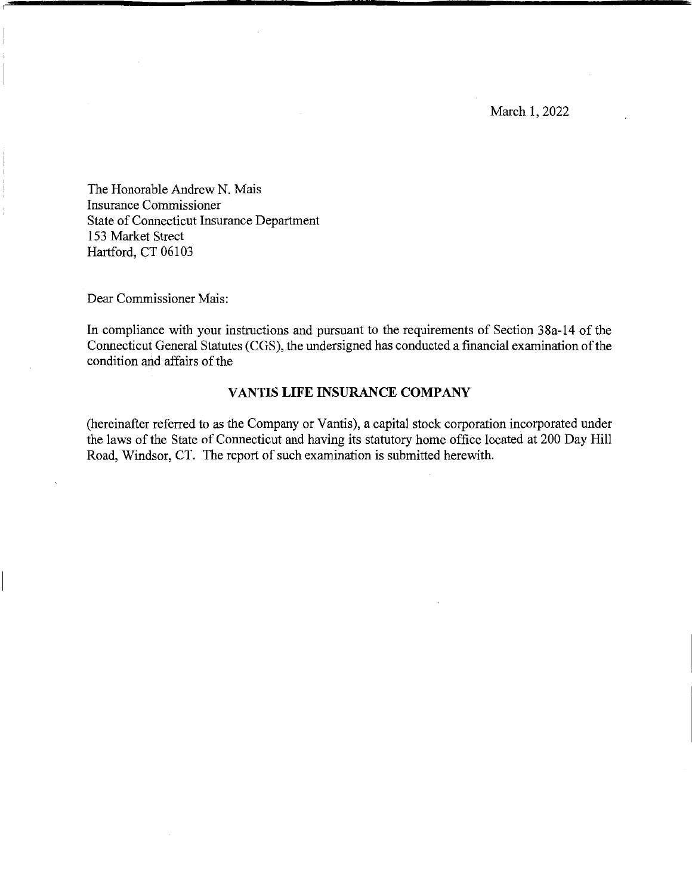March 1, 2022

The Honorable Andrew N. Mais
Insurance Commissioner
State of Connecticut Insurance Department
153 Market Street
Hartford, CT 06103

Dear Commissioner Mais:

In compliance with your instructions and pursuant to the requirements of Section 38a-14 of the Connecticut General Statutes (CGS), the undersigned has conducted a financial examination of the condition and affairs of the

**VANTIS LIFE INSURANCE COMPANY**

(hereinafter referred to as the Company or Vantis), a capital stock corporation incorporated under the laws of the State of Connecticut and having its statutory home office located at 200 Day Hill Road, Windsor, CT. The report of such examination is submitted herewith.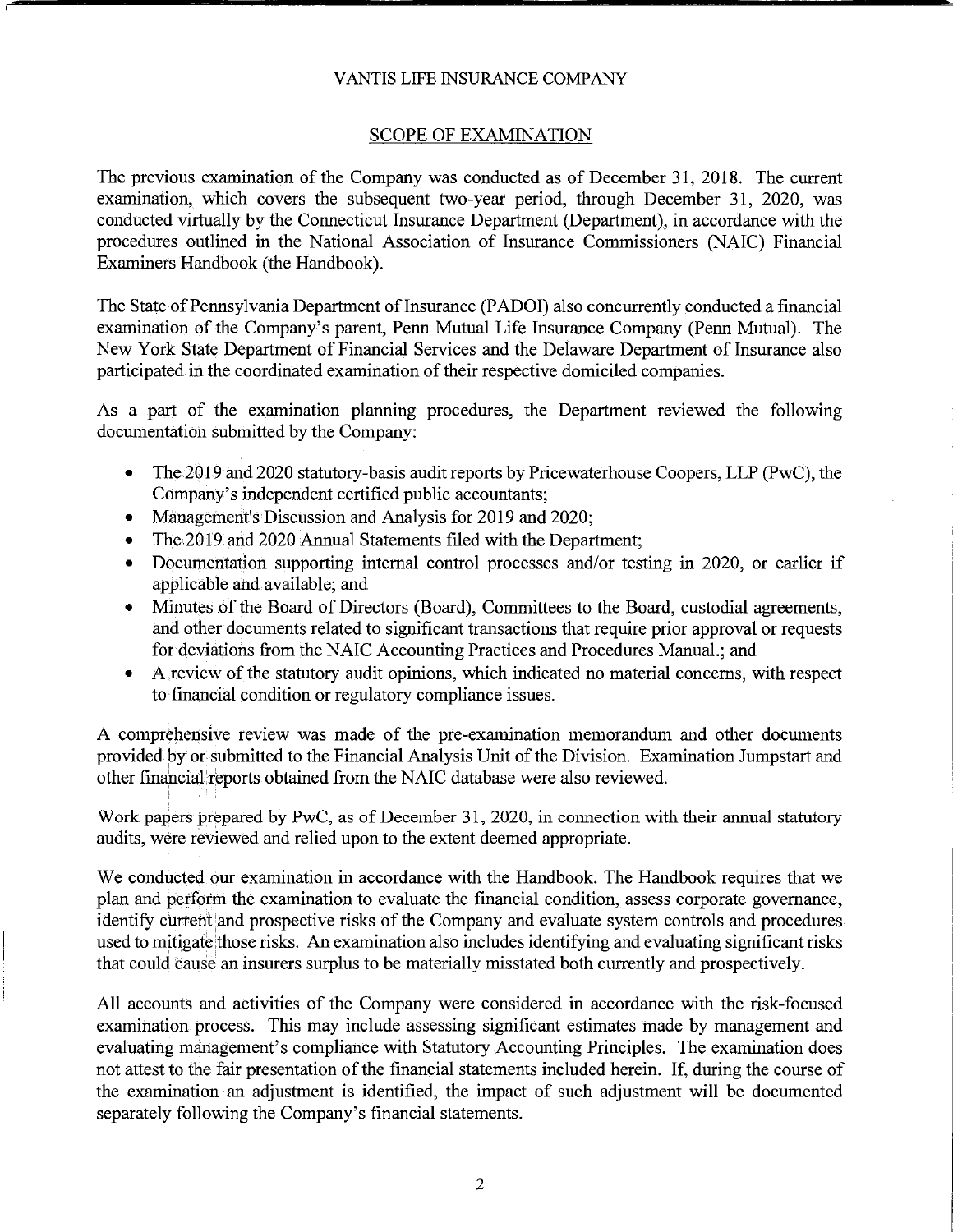VANTIS LIFE INSURANCE COMPANY

## SCOPE OF EXAMINATION

The previous examination of the Company was conducted as of December 31, 2018. The current examination, which covers the subsequent two-year period, through December 31, 2020, was conducted virtually by the Connecticut Insurance Department (Department), in accordance with the procedures outlined in the National Association of Insurance Commissioners (NAIC) Financial Examiners Handbook (the Handbook).

The State of Pennsylvania Department of Insurance (PADOI) also concurrently conducted a financial examination of the Company's parent, Penn Mutual Life Insurance Company (Penn Mutual). The New York State Department of Financial Services and the Delaware Department of Insurance also participated in the coordinated examination of their respective domiciled companies.

As a part of the examination planning procedures, the Department reviewed the following documentation submitted by the Company:

- The 2019 and 2020 statutory-basis audit reports by Pricewaterhouse Coopers, LLP (PwC), the Company's independent certified public accountants;
- Management's Discussion and Analysis for 2019 and 2020;
- The 2019 and 2020 Annual Statements filed with the Department;
- Documentation supporting internal control processes and/or testing in 2020, or earlier if applicable and available; and
- Minutes of the Board of Directors (Board), Committees to the Board, custodial agreements, and other documents related to significant transactions that require prior approval or requests for deviations from the NAIC Accounting Practices and Procedures Manual.; and
- A review of the statutory audit opinions, which indicated no material concerns, with respect to financial condition or regulatory compliance issues.

A comprehensive review was made of the pre-examination memorandum and other documents provided by or submitted to the Financial Analysis Unit of the Division. Examination Jumpstart and other financial reports obtained from the NAIC database were also reviewed.

Work papers prepared by PwC, as of December 31, 2020, in connection with their annual statutory audits, were reviewed and relied upon to the extent deemed appropriate.

We conducted our examination in accordance with the Handbook. The Handbook requires that we plan and perform the examination to evaluate the financial condition, assess corporate governance, identify current and prospective risks of the Company and evaluate system controls and procedures used to mitigate those risks. An examination also includes identifying and evaluating significant risks that could cause an insurers surplus to be materially misstated both currently and prospectively.

All accounts and activities of the Company were considered in accordance with the risk-focused examination process. This may include assessing significant estimates made by management and evaluating management's compliance with Statutory Accounting Principles. The examination does not attest to the fair presentation of the financial statements included herein. If, during the course of the examination an adjustment is identified, the impact of such adjustment will be documented separately following the Company's financial statements.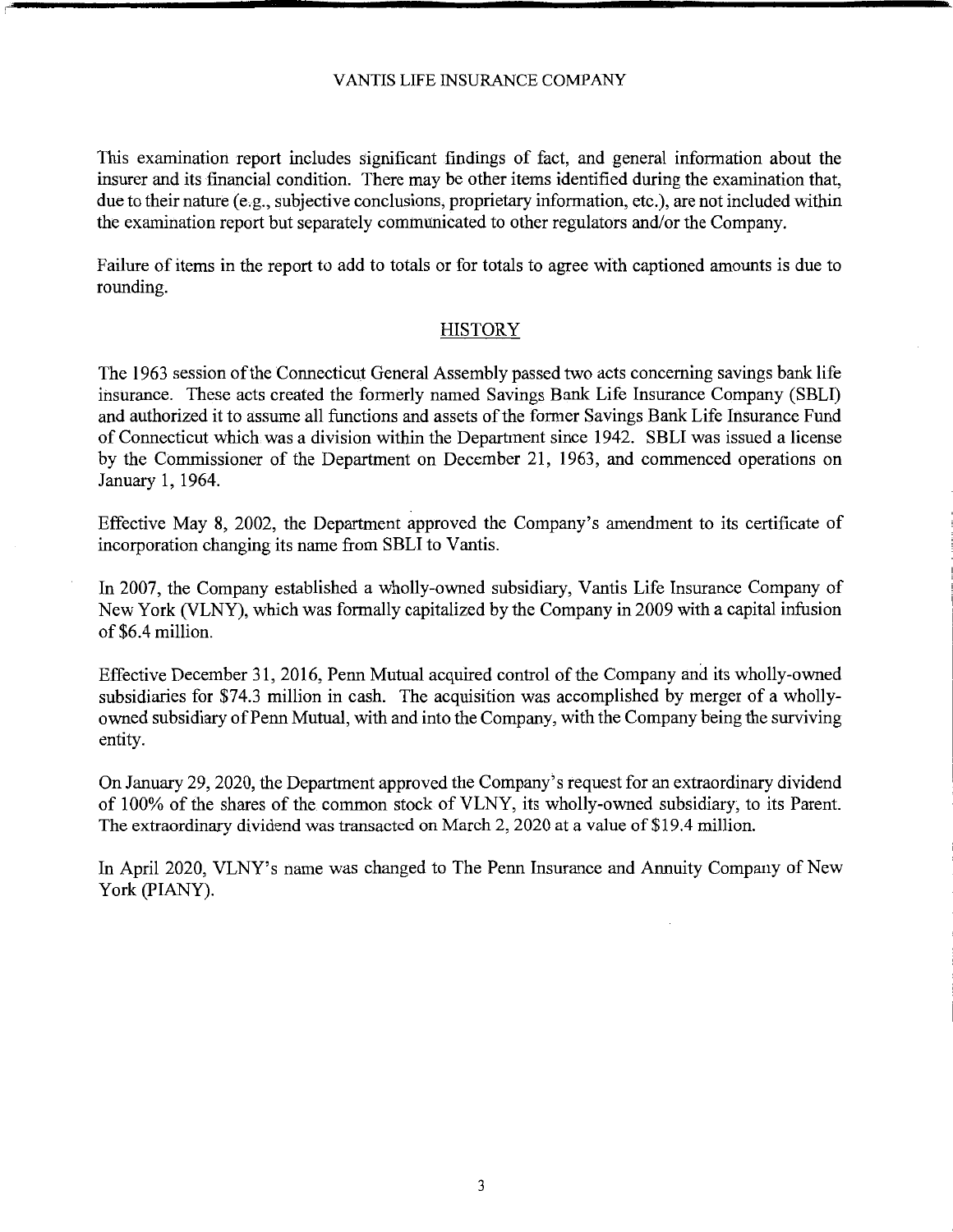This examination report includes significant findings of fact, and general information about the insurer and its financial condition. There may be other items identified during the examination that, due to their nature (e.g., subjective conclusions, proprietary information, etc.), are not included within the examination report but separately communicated to other regulators and/or the Company.

Failure of items in the report to add to totals or for totals to agree with captioned amounts is due to rounding.

## HISTORY

The 1963 session of the Connecticut General Assembly passed two acts concerning savings bank life insurance. These acts created the formerly named Savings Bank Life Insurance Company (SBLI) and authorized it to assume all functions and assets of the former Savings Bank Life Insurance Fund of Connecticut which was a division within the Department since 1942. SBLI was issued a license by the Commissioner of the Department on December 21, 1963, and commenced operations on January 1, 1964.

Effective May 8, 2002, the Department approved the Company's amendment to its certificate of incorporation changing its name from SBLI to Vantis.

In 2007, the Company established a wholly-owned subsidiary, Vantis Life Insurance Company of New York (VLNY), which was formally capitalized by the Company in 2009 with a capital infusion of $6.4 million.

Effective December 31, 2016, Penn Mutual acquired control of the Company and its wholly-owned subsidiaries for $74.3 million in cash. The acquisition was accomplished by merger of a wholly-owned subsidiary of Penn Mutual, with and into the Company, with the Company being the surviving entity.

On January 29, 2020, the Department approved the Company's request for an extraordinary dividend of 100% of the shares of the common stock of VLNY, its wholly-owned subsidiary, to its Parent. The extraordinary dividend was transacted on March 2, 2020 at a value of $19.4 million.

In April 2020, VLNY's name was changed to The Penn Insurance and Annuity Company of New York (PIANY).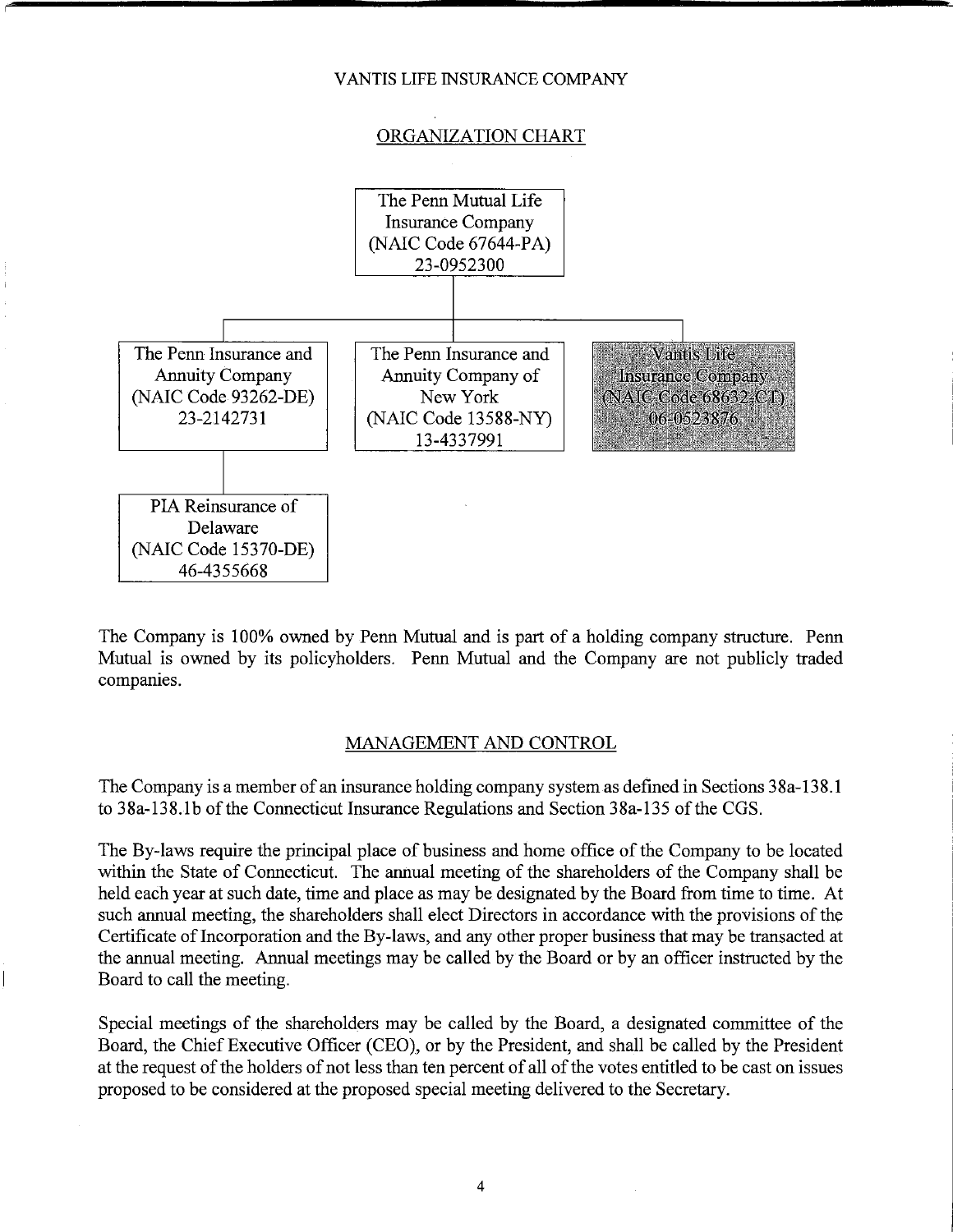VANTIS LIFE INSURANCE COMPANY

## ORGANIZATION CHART

- The Penn Mutual Life Insurance Company (NAIC Code 67644-PA) 23-0952300
  - The Penn Insurance and Annuity Company (NAIC Code 93262-DE) 23-2142731
    - PIA Reinsurance of Delaware (NAIC Code 15370-DE) 46-4355668
  - The Penn Insurance and Annuity Company of New York (NAIC Code 13588-NY) 13-4337991
  - Vantis Life Insurance Company (NAIC Code 68632-CT) 06-0523876

The Company is 100% owned by Penn Mutual and is part of a holding company structure. Penn Mutual is owned by its policyholders. Penn Mutual and the Company are not publicly traded companies.

## MANAGEMENT AND CONTROL

The Company is a member of an insurance holding company system as defined in Sections 38a-138.1 to 38a-138.1b of the Connecticut Insurance Regulations and Section 38a-135 of the CGS.

The By-laws require the principal place of business and home office of the Company to be located within the State of Connecticut. The annual meeting of the shareholders of the Company shall be held each year at such date, time and place as may be designated by the Board from time to time. At such annual meeting, the shareholders shall elect Directors in accordance with the provisions of the Certificate of Incorporation and the By-laws, and any other proper business that may be transacted at the annual meeting. Annual meetings may be called by the Board or by an officer instructed by the Board to call the meeting.

Special meetings of the shareholders may be called by the Board, a designated committee of the Board, the Chief Executive Officer (CEO), or by the President, and shall be called by the President at the request of the holders of not less than ten percent of all of the votes entitled to be cast on issues proposed to be considered at the proposed special meeting delivered to the Secretary.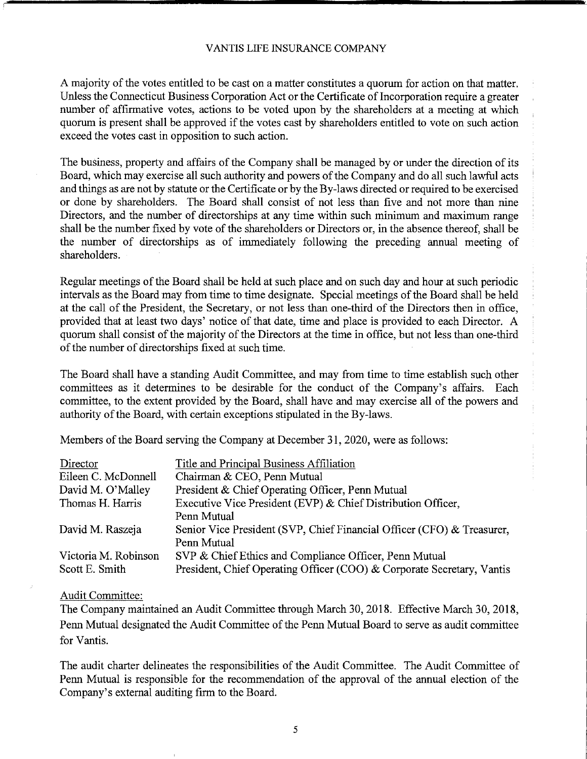A majority of the votes entitled to be cast on a matter constitutes a quorum for action on that matter. Unless the Connecticut Business Corporation Act or the Certificate of Incorporation require a greater number of affirmative votes, actions to be voted upon by the shareholders at a meeting at which quorum is present shall be approved if the votes cast by shareholders entitled to vote on such action exceed the votes cast in opposition to such action.

The business, property and affairs of the Company shall be managed by or under the direction of its Board, which may exercise all such authority and powers of the Company and do all such lawful acts and things as are not by statute or the Certificate or by the By-laws directed or required to be exercised or done by shareholders. The Board shall consist of not less than five and not more than nine Directors, and the number of directorships at any time within such minimum and maximum range shall be the number fixed by vote of the shareholders or Directors or, in the absence thereof, shall be the number of directorships as of immediately following the preceding annual meeting of shareholders.

Regular meetings of the Board shall be held at such place and on such day and hour at such periodic intervals as the Board may from time to time designate. Special meetings of the Board shall be held at the call of the President, the Secretary, or not less than one-third of the Directors then in office, provided that at least two days' notice of that date, time and place is provided to each Director. A quorum shall consist of the majority of the Directors at the time in office, but not less than one-third of the number of directorships fixed at such time.

The Board shall have a standing Audit Committee, and may from time to time establish such other committees as it determines to be desirable for the conduct of the Company's affairs. Each committee, to the extent provided by the Board, shall have and may exercise all of the powers and authority of the Board, with certain exceptions stipulated in the By-laws.

Members of the Board serving the Company at December 31, 2020, were as follows:

| Director | Title and Principal Business Affiliation |
|---|---|
| Eileen C. McDonnell | Chairman & CEO, Penn Mutual |
| David M. O'Malley | President & Chief Operating Officer, Penn Mutual |
| Thomas H. Harris | Executive Vice President (EVP) & Chief Distribution Officer, Penn Mutual |
| David M. Raszeja | Senior Vice President (SVP, Chief Financial Officer (CFO) & Treasurer, Penn Mutual |
| Victoria M. Robinson | SVP & Chief Ethics and Compliance Officer, Penn Mutual |
| Scott E. Smith | President, Chief Operating Officer (COO) & Corporate Secretary, Vantis |

Audit Committee:

The Company maintained an Audit Committee through March 30, 2018. Effective March 30, 2018, Penn Mutual designated the Audit Committee of the Penn Mutual Board to serve as audit committee for Vantis.

The audit charter delineates the responsibilities of the Audit Committee. The Audit Committee of Penn Mutual is responsible for the recommendation of the approval of the annual election of the Company's external auditing firm to the Board.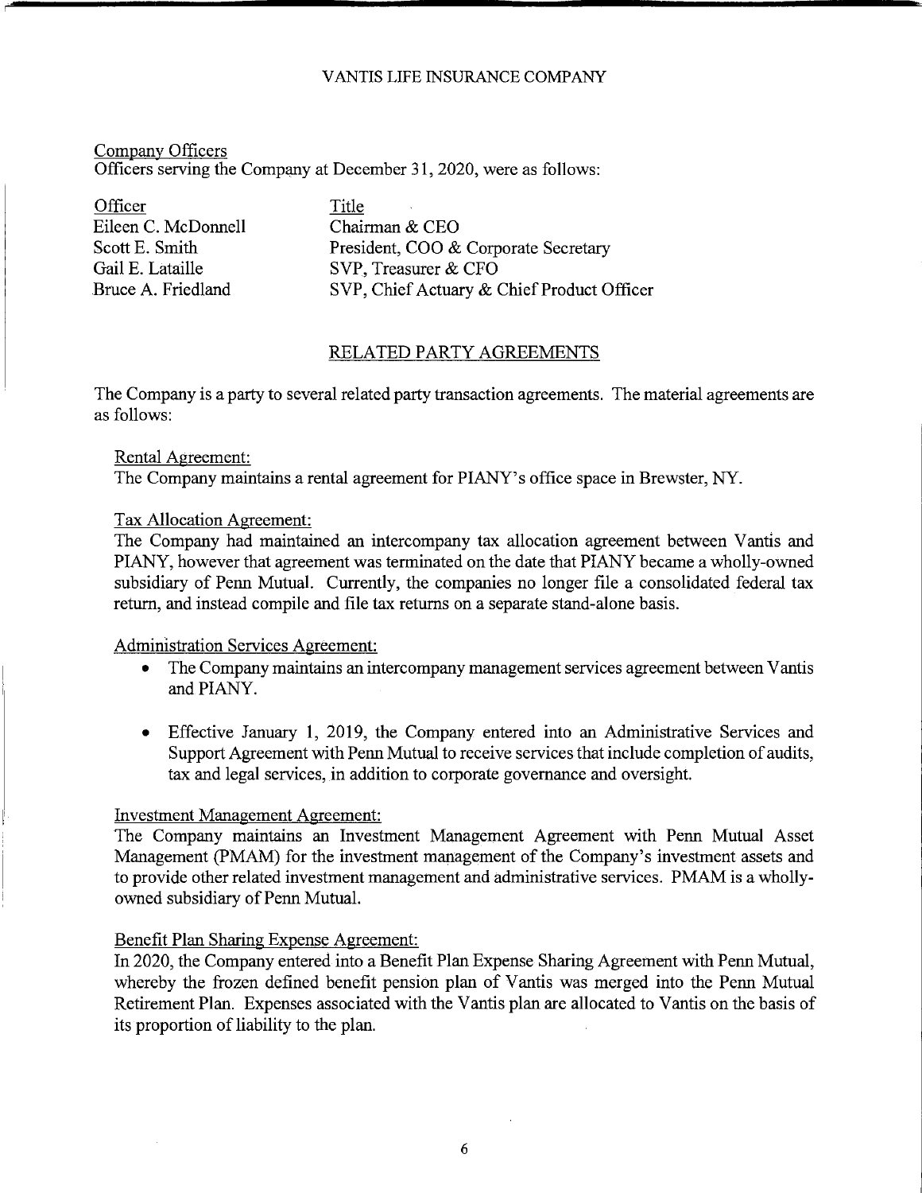Company Officers

Officers serving the Company at December 31, 2020, were as follows:

| Officer | Title |
|---|---|
| Eileen C. McDonnell | Chairman & CEO |
| Scott E. Smith | President, COO & Corporate Secretary |
| Gail E. Lataille | SVP, Treasurer & CFO |
| Bruce A. Friedland | SVP, Chief Actuary & Chief Product Officer |

## RELATED PARTY AGREEMENTS

The Company is a party to several related party transaction agreements. The material agreements are as follows:

Rental Agreement:

The Company maintains a rental agreement for PIANY's office space in Brewster, NY.

Tax Allocation Agreement:

The Company had maintained an intercompany tax allocation agreement between Vantis and PIANY, however that agreement was terminated on the date that PIANY became a wholly-owned subsidiary of Penn Mutual. Currently, the companies no longer file a consolidated federal tax return, and instead compile and file tax returns on a separate stand-alone basis.

Administration Services Agreement:

- The Company maintains an intercompany management services agreement between Vantis and PIANY.
- Effective January 1, 2019, the Company entered into an Administrative Services and Support Agreement with Penn Mutual to receive services that include completion of audits, tax and legal services, in addition to corporate governance and oversight.

Investment Management Agreement:

The Company maintains an Investment Management Agreement with Penn Mutual Asset Management (PMAM) for the investment management of the Company's investment assets and to provide other related investment management and administrative services. PMAM is a wholly-owned subsidiary of Penn Mutual.

Benefit Plan Sharing Expense Agreement:

In 2020, the Company entered into a Benefit Plan Expense Sharing Agreement with Penn Mutual, whereby the frozen defined benefit pension plan of Vantis was merged into the Penn Mutual Retirement Plan. Expenses associated with the Vantis plan are allocated to Vantis on the basis of its proportion of liability to the plan.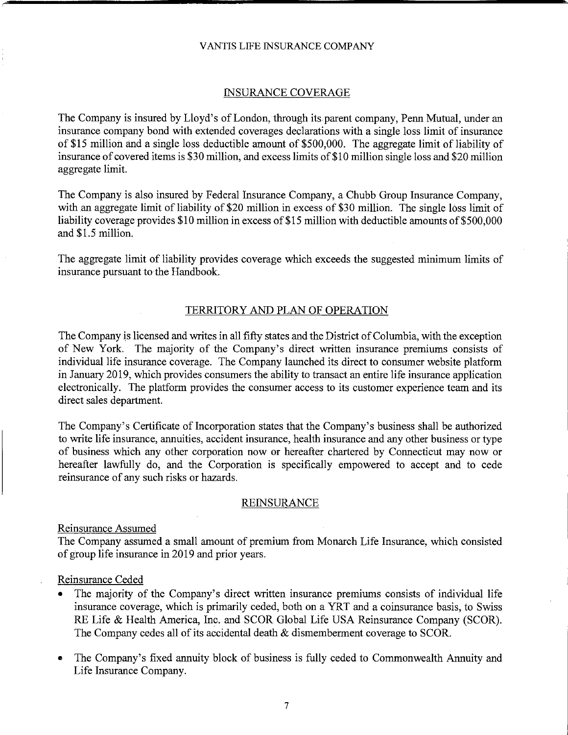## INSURANCE COVERAGE

The Company is insured by Lloyd's of London, through its parent company, Penn Mutual, under an insurance company bond with extended coverages declarations with a single loss limit of insurance of $15 million and a single loss deductible amount of $500,000. The aggregate limit of liability of insurance of covered items is $30 million, and excess limits of $10 million single loss and $20 million aggregate limit.

The Company is also insured by Federal Insurance Company, a Chubb Group Insurance Company, with an aggregate limit of liability of $20 million in excess of $30 million. The single loss limit of liability coverage provides $10 million in excess of $15 million with deductible amounts of $500,000 and $1.5 million.

The aggregate limit of liability provides coverage which exceeds the suggested minimum limits of insurance pursuant to the Handbook.

## TERRITORY AND PLAN OF OPERATION

The Company is licensed and writes in all fifty states and the District of Columbia, with the exception of New York. The majority of the Company's direct written insurance premiums consists of individual life insurance coverage. The Company launched its direct to consumer website platform in January 2019, which provides consumers the ability to transact an entire life insurance application electronically. The platform provides the consumer access to its customer experience team and its direct sales department.

The Company's Certificate of Incorporation states that the Company's business shall be authorized to write life insurance, annuities, accident insurance, health insurance and any other business or type of business which any other corporation now or hereafter chartered by Connecticut may now or hereafter lawfully do, and the Corporation is specifically empowered to accept and to cede reinsurance of any such risks or hazards.

## REINSURANCE

### Reinsurance Assumed

The Company assumed a small amount of premium from Monarch Life Insurance, which consisted of group life insurance in 2019 and prior years.

### Reinsurance Ceded

- The majority of the Company's direct written insurance premiums consists of individual life insurance coverage, which is primarily ceded, both on a YRT and a coinsurance basis, to Swiss RE Life & Health America, Inc. and SCOR Global Life USA Reinsurance Company (SCOR). The Company cedes all of its accidental death & dismemberment coverage to SCOR.
- The Company's fixed annuity block of business is fully ceded to Commonwealth Annuity and Life Insurance Company.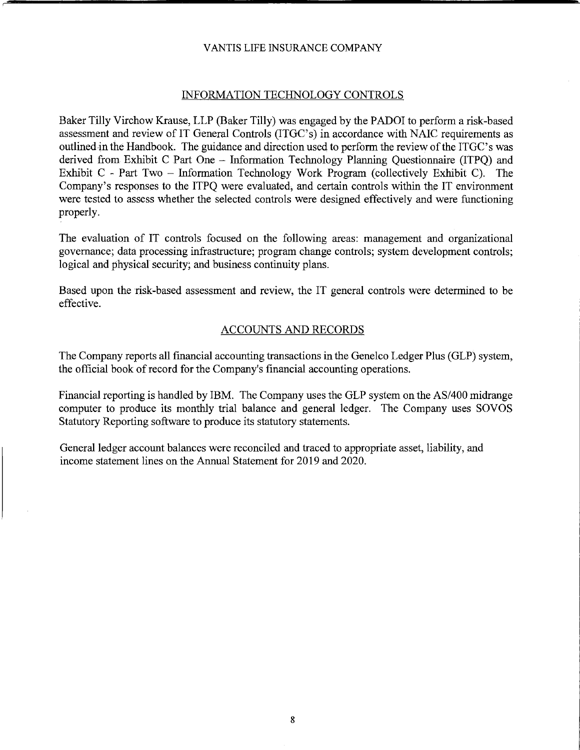## INFORMATION TECHNOLOGY CONTROLS

Baker Tilly Virchow Krause, LLP (Baker Tilly) was engaged by the PADOI to perform a risk-based assessment and review of IT General Controls (ITGC's) in accordance with NAIC requirements as outlined in the Handbook. The guidance and direction used to perform the review of the ITGC's was derived from Exhibit C Part One – Information Technology Planning Questionnaire (ITPQ) and Exhibit C - Part Two – Information Technology Work Program (collectively Exhibit C). The Company's responses to the ITPQ were evaluated, and certain controls within the IT environment were tested to assess whether the selected controls were designed effectively and were functioning properly.

The evaluation of IT controls focused on the following areas: management and organizational governance; data processing infrastructure; program change controls; system development controls; logical and physical security; and business continuity plans.

Based upon the risk-based assessment and review, the IT general controls were determined to be effective.

## ACCOUNTS AND RECORDS

The Company reports all financial accounting transactions in the Genelco Ledger Plus (GLP) system, the official book of record for the Company's financial accounting operations.

Financial reporting is handled by IBM. The Company uses the GLP system on the AS/400 midrange computer to produce its monthly trial balance and general ledger. The Company uses SOVOS Statutory Reporting software to produce its statutory statements.

General ledger account balances were reconciled and traced to appropriate asset, liability, and income statement lines on the Annual Statement for 2019 and 2020.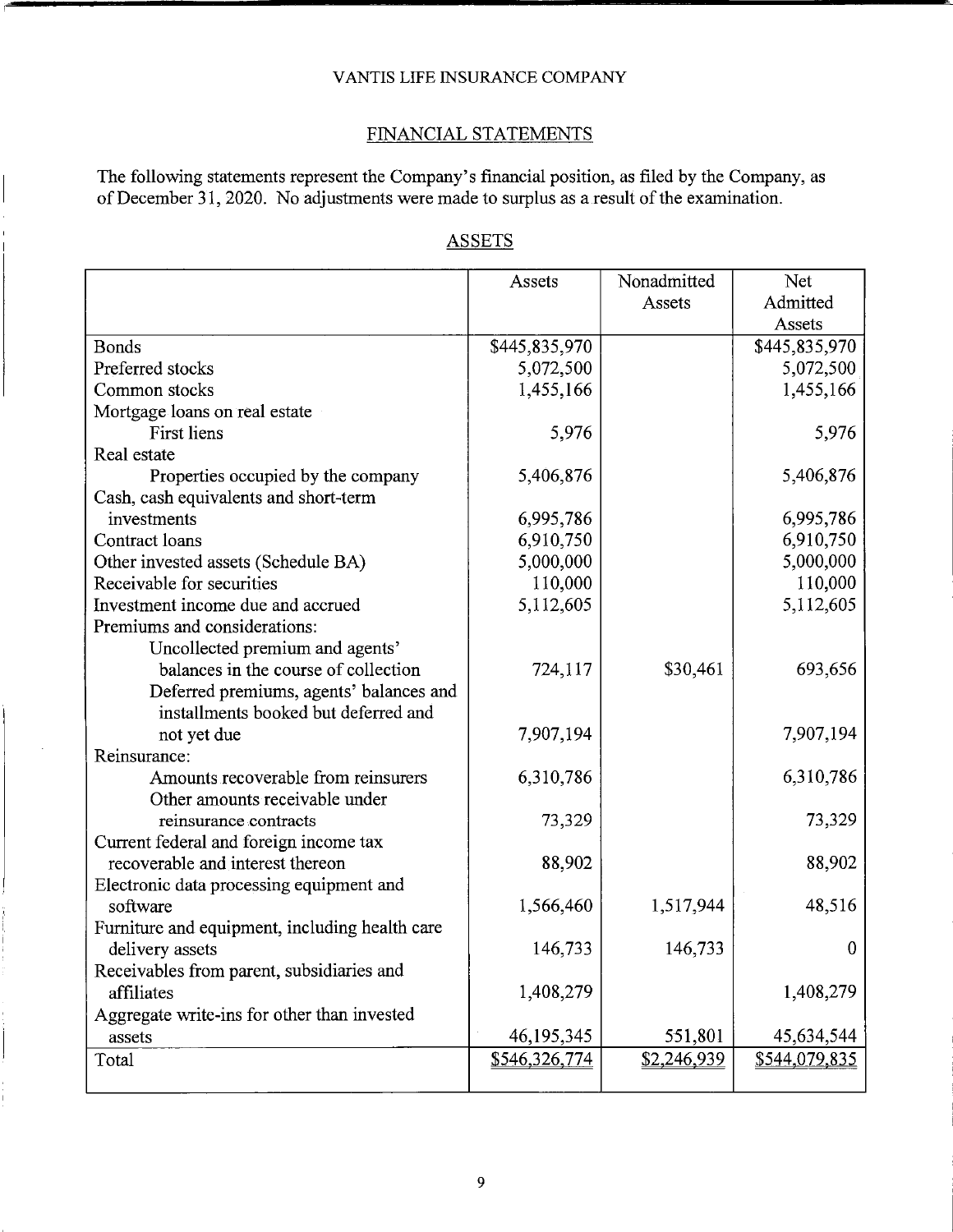VANTIS LIFE INSURANCE COMPANY

## FINANCIAL STATEMENTS

The following statements represent the Company's financial position, as filed by the Company, as of December 31, 2020. No adjustments were made to surplus as a result of the examination.

### ASSETS

| | Assets | Nonadmitted Assets | Net Admitted Assets |
|---|---|---|---|
| Bonds | $445,835,970 | | $445,835,970 |
| Preferred stocks | 5,072,500 | | 5,072,500 |
| Common stocks | 1,455,166 | | 1,455,166 |
| Mortgage loans on real estate | | | |
| First liens | 5,976 | | 5,976 |
| Real estate | | | |
| Properties occupied by the company | 5,406,876 | | 5,406,876 |
| Cash, cash equivalents and short-term investments | 6,995,786 | | 6,995,786 |
| Contract loans | 6,910,750 | | 6,910,750 |
| Other invested assets (Schedule BA) | 5,000,000 | | 5,000,000 |
| Receivable for securities | 110,000 | | 110,000 |
| Investment income due and accrued | 5,112,605 | | 5,112,605 |
| Premiums and considerations: | | | |
| Uncollected premium and agents' balances in the course of collection | 724,117 | $30,461 | 693,656 |
| Deferred premiums, agents' balances and installments booked but deferred and not yet due | 7,907,194 | | 7,907,194 |
| Reinsurance: | | | |
| Amounts recoverable from reinsurers | 6,310,786 | | 6,310,786 |
| Other amounts receivable under reinsurance contracts | 73,329 | | 73,329 |
| Current federal and foreign income tax recoverable and interest thereon | 88,902 | | 88,902 |
| Electronic data processing equipment and software | 1,566,460 | 1,517,944 | 48,516 |
| Furniture and equipment, including health care delivery assets | 146,733 | 146,733 | 0 |
| Receivables from parent, subsidiaries and affiliates | 1,408,279 | | 1,408,279 |
| Aggregate write-ins for other than invested assets | 46,195,345 | 551,801 | 45,634,544 |
| Total | $546,326,774 | $2,246,939 | $544,079,835 |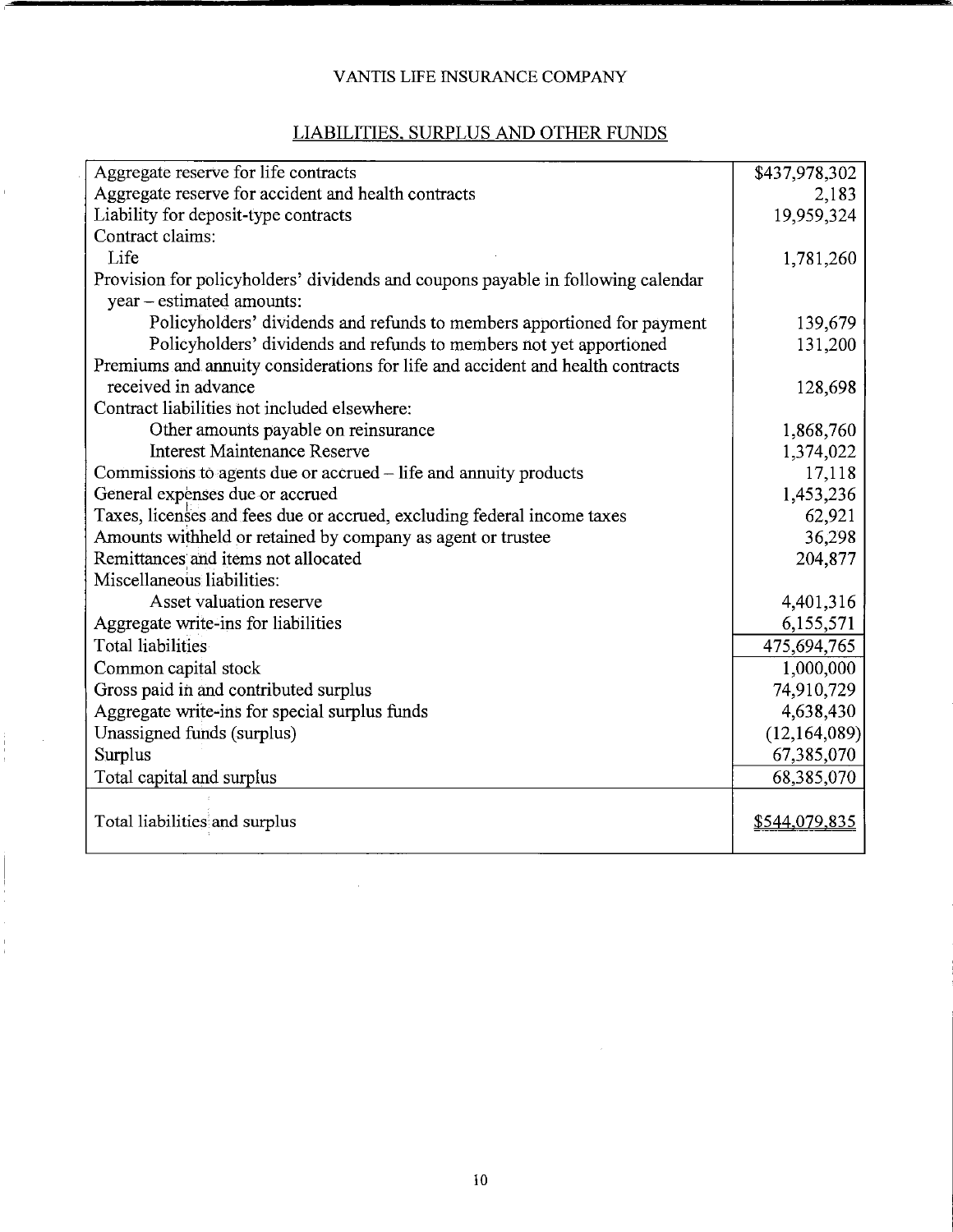VANTIS LIFE INSURANCE COMPANY

## LIABILITIES, SURPLUS AND OTHER FUNDS

| | |
|---|---|
| Aggregate reserve for life contracts | $437,978,302 |
| Aggregate reserve for accident and health contracts | 2,183 |
| Liability for deposit-type contracts | 19,959,324 |
| Contract claims: | |
| Life | 1,781,260 |
| Provision for policyholders' dividends and coupons payable in following calendar year – estimated amounts: | |
| Policyholders' dividends and refunds to members apportioned for payment | 139,679 |
| Policyholders' dividends and refunds to members not yet apportioned | 131,200 |
| Premiums and annuity considerations for life and accident and health contracts received in advance | 128,698 |
| Contract liabilities not included elsewhere: | |
| Other amounts payable on reinsurance | 1,868,760 |
| Interest Maintenance Reserve | 1,374,022 |
| Commissions to agents due or accrued – life and annuity products | 17,118 |
| General expenses due or accrued | 1,453,236 |
| Taxes, licenses and fees due or accrued, excluding federal income taxes | 62,921 |
| Amounts withheld or retained by company as agent or trustee | 36,298 |
| Remittances and items not allocated | 204,877 |
| Miscellaneous liabilities: | |
| Asset valuation reserve | 4,401,316 |
| Aggregate write-ins for liabilities | 6,155,571 |
| Total liabilities | 475,694,765 |
| Common capital stock | 1,000,000 |
| Gross paid in and contributed surplus | 74,910,729 |
| Aggregate write-ins for special surplus funds | 4,638,430 |
| Unassigned funds (surplus) | (12,164,089) |
| Surplus | 67,385,070 |
| Total capital and surplus | 68,385,070 |
| Total liabilities and surplus | $544,079,835 |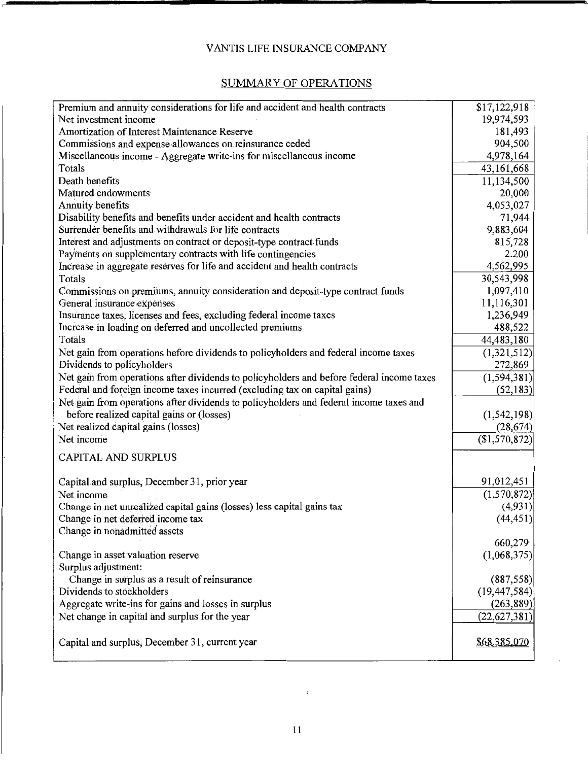# VANTIS LIFE INSURANCE COMPANY

## SUMMARY OF OPERATIONS

| | |
|---|---|
| Premium and annuity considerations for life and accident and health contracts | $17,122,918 |
| Net investment income | 19,974,593 |
| Amortization of Interest Maintenance Reserve | 181,493 |
| Commissions and expense allowances on reinsurance ceded | 904,500 |
| Miscellaneous income - Aggregate write-ins for miscellaneous income | 4,978,164 |
| Totals | 43,161,668 |
| Death benefits | 11,134,500 |
| Matured endowments | 20,000 |
| Annuity benefits | 4,053,027 |
| Disability benefits and benefits under accident and health contracts | 71,944 |
| Surrender benefits and withdrawals for life contracts | 9,883,604 |
| Interest and adjustments on contract or deposit-type contract funds | 815,728 |
| Payments on supplementary contracts with life contingencies | 2,200 |
| Increase in aggregate reserves for life and accident and health contracts | 4,562,995 |
| Totals | 30,543,998 |
| Commissions on premiums, annuity consideration and deposit-type contract funds | 1,097,410 |
| General insurance expenses | 11,116,301 |
| Insurance taxes, licenses and fees, excluding federal income taxes | 1,236,949 |
| Increase in loading on deferred and uncollected premiums | 488,522 |
| Totals | 44,483,180 |
| Net gain from operations before dividends to policyholders and federal income taxes | (1,321,512) |
| Dividends to policyholders | 272,869 |
| Net gain from operations after dividends to policyholders and before federal income taxes | (1,594,381) |
| Federal and foreign income taxes incurred (excluding tax on capital gains) | (52,183) |
| Net gain from operations after dividends to policyholders and federal income taxes and before realized capital gains or (losses) | (1,542,198) |
| Net realized capital gains (losses) | (28,674) |
| Net income | ($1,570,872) |
| CAPITAL AND SURPLUS | |
| Capital and surplus, December 31, prior year | 91,012,451 |
| Net income | (1,570,872) |
| Change in net unrealized capital gains (losses) less capital gains tax | (4,931) |
| Change in net deferred income tax | (44,451) |
| Change in nonadmitted assets | 660,279 |
| Change in asset valuation reserve | (1,068,375) |
| Surplus adjustment: | |
| Change in surplus as a result of reinsurance | (887,558) |
| Dividends to stockholders | (19,447,584) |
| Aggregate write-ins for gains and losses in surplus | (263,889) |
| Net change in capital and surplus for the year | (22,627,381) |
| Capital and surplus, December 31, current year | $68,385,070 |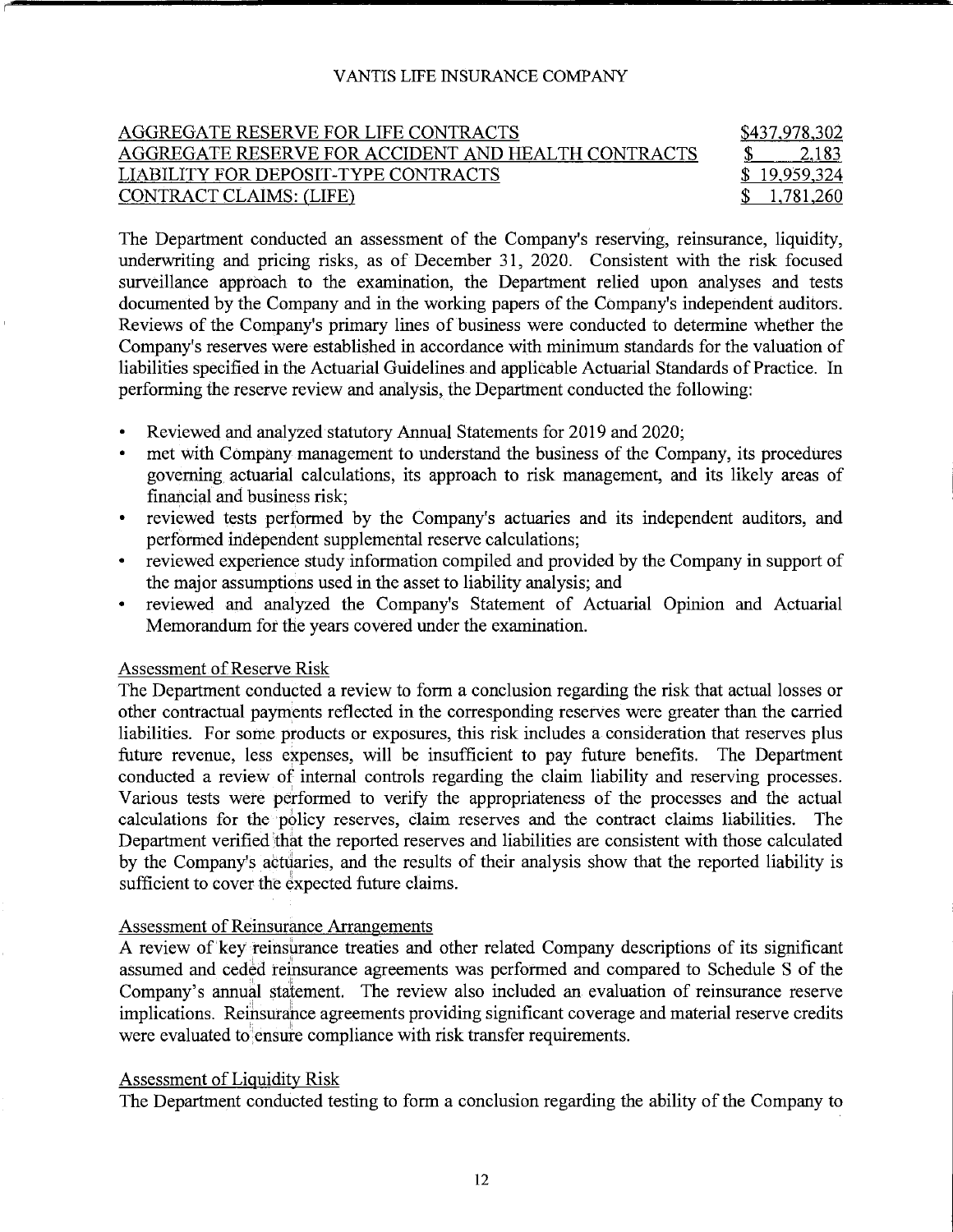| | |
|---|---|
| AGGREGATE RESERVE FOR LIFE CONTRACTS | \$437,978,302 |
| AGGREGATE RESERVE FOR ACCIDENT AND HEALTH CONTRACTS | \$ 2,183 |
| LIABILITY FOR DEPOSIT-TYPE CONTRACTS | \$ 19,959,324 |
| CONTRACT CLAIMS: (LIFE) | \$ 1,781,260 |

The Department conducted an assessment of the Company's reserving, reinsurance, liquidity, underwriting and pricing risks, as of December 31, 2020. Consistent with the risk focused surveillance approach to the examination, the Department relied upon analyses and tests documented by the Company and in the working papers of the Company's independent auditors. Reviews of the Company's primary lines of business were conducted to determine whether the Company's reserves were established in accordance with minimum standards for the valuation of liabilities specified in the Actuarial Guidelines and applicable Actuarial Standards of Practice. In performing the reserve review and analysis, the Department conducted the following:

- Reviewed and analyzed statutory Annual Statements for 2019 and 2020;
- met with Company management to understand the business of the Company, its procedures governing actuarial calculations, its approach to risk management, and its likely areas of financial and business risk;
- reviewed tests performed by the Company's actuaries and its independent auditors, and performed independent supplemental reserve calculations;
- reviewed experience study information compiled and provided by the Company in support of the major assumptions used in the asset to liability analysis; and
- reviewed and analyzed the Company's Statement of Actuarial Opinion and Actuarial Memorandum for the years covered under the examination.

Assessment of Reserve Risk

The Department conducted a review to form a conclusion regarding the risk that actual losses or other contractual payments reflected in the corresponding reserves were greater than the carried liabilities. For some products or exposures, this risk includes a consideration that reserves plus future revenue, less expenses, will be insufficient to pay future benefits. The Department conducted a review of internal controls regarding the claim liability and reserving processes. Various tests were performed to verify the appropriateness of the processes and the actual calculations for the policy reserves, claim reserves and the contract claims liabilities. The Department verified that the reported reserves and liabilities are consistent with those calculated by the Company's actuaries, and the results of their analysis show that the reported liability is sufficient to cover the expected future claims.

Assessment of Reinsurance Arrangements

A review of key reinsurance treaties and other related Company descriptions of its significant assumed and ceded reinsurance agreements was performed and compared to Schedule S of the Company's annual statement. The review also included an evaluation of reinsurance reserve implications. Reinsurance agreements providing significant coverage and material reserve credits were evaluated to ensure compliance with risk transfer requirements.

Assessment of Liquidity Risk

The Department conducted testing to form a conclusion regarding the ability of the Company to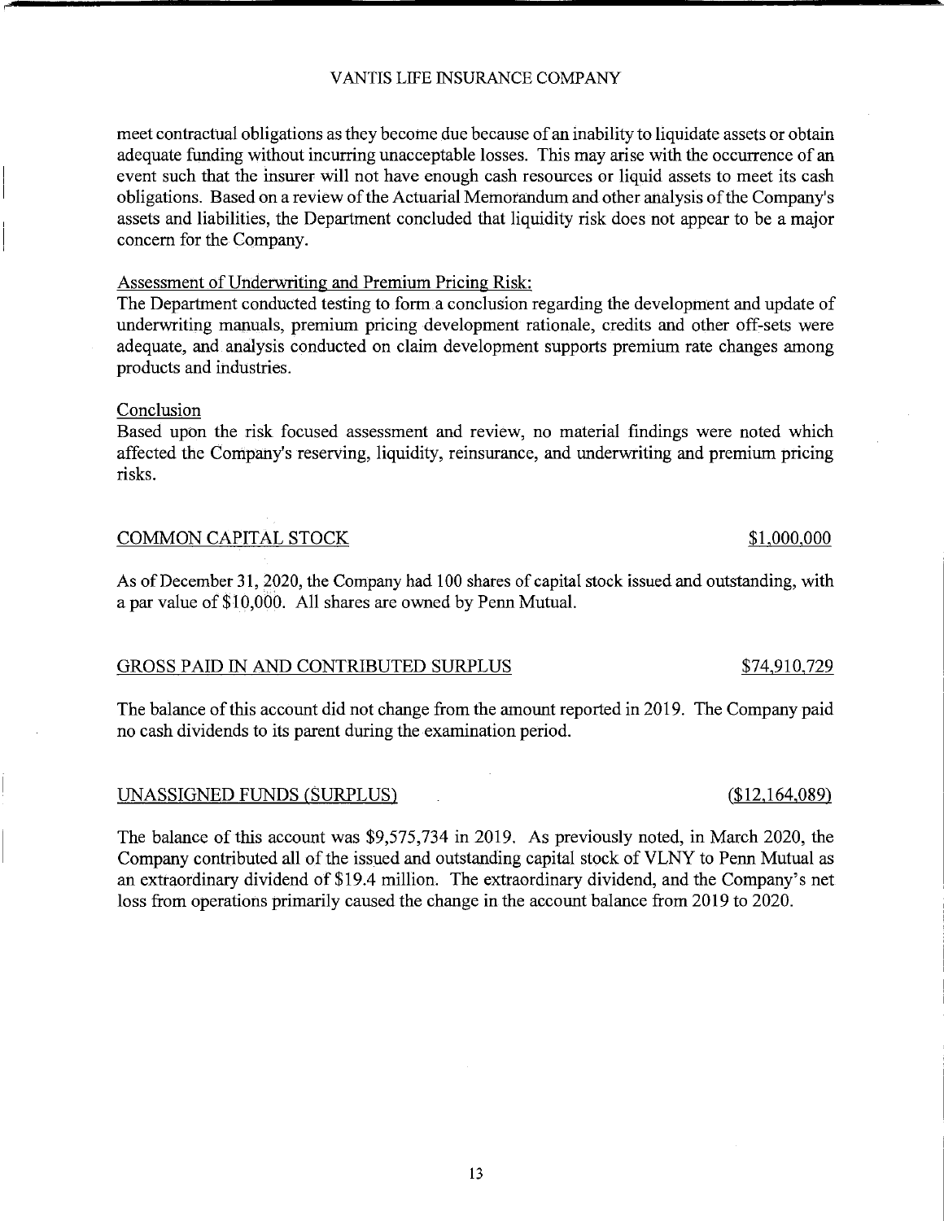meet contractual obligations as they become due because of an inability to liquidate assets or obtain adequate funding without incurring unacceptable losses. This may arise with the occurrence of an event such that the insurer will not have enough cash resources or liquid assets to meet its cash obligations. Based on a review of the Actuarial Memorandum and other analysis of the Company's assets and liabilities, the Department concluded that liquidity risk does not appear to be a major concern for the Company.

Assessment of Underwriting and Premium Pricing Risk:

The Department conducted testing to form a conclusion regarding the development and update of underwriting manuals, premium pricing development rationale, credits and other off-sets were adequate, and analysis conducted on claim development supports premium rate changes among products and industries.

Conclusion

Based upon the risk focused assessment and review, no material findings were noted which affected the Company's reserving, liquidity, reinsurance, and underwriting and premium pricing risks.

## COMMON CAPITAL STOCK — $1,000,000

As of December 31, 2020, the Company had 100 shares of capital stock issued and outstanding, with a par value of $10,000. All shares are owned by Penn Mutual.

## GROSS PAID IN AND CONTRIBUTED SURPLUS — $74,910,729

The balance of this account did not change from the amount reported in 2019. The Company paid no cash dividends to its parent during the examination period.

## UNASSIGNED FUNDS (SURPLUS) — ($12,164,089)

The balance of this account was $9,575,734 in 2019. As previously noted, in March 2020, the Company contributed all of the issued and outstanding capital stock of VLNY to Penn Mutual as an extraordinary dividend of $19.4 million. The extraordinary dividend, and the Company's net loss from operations primarily caused the change in the account balance from 2019 to 2020.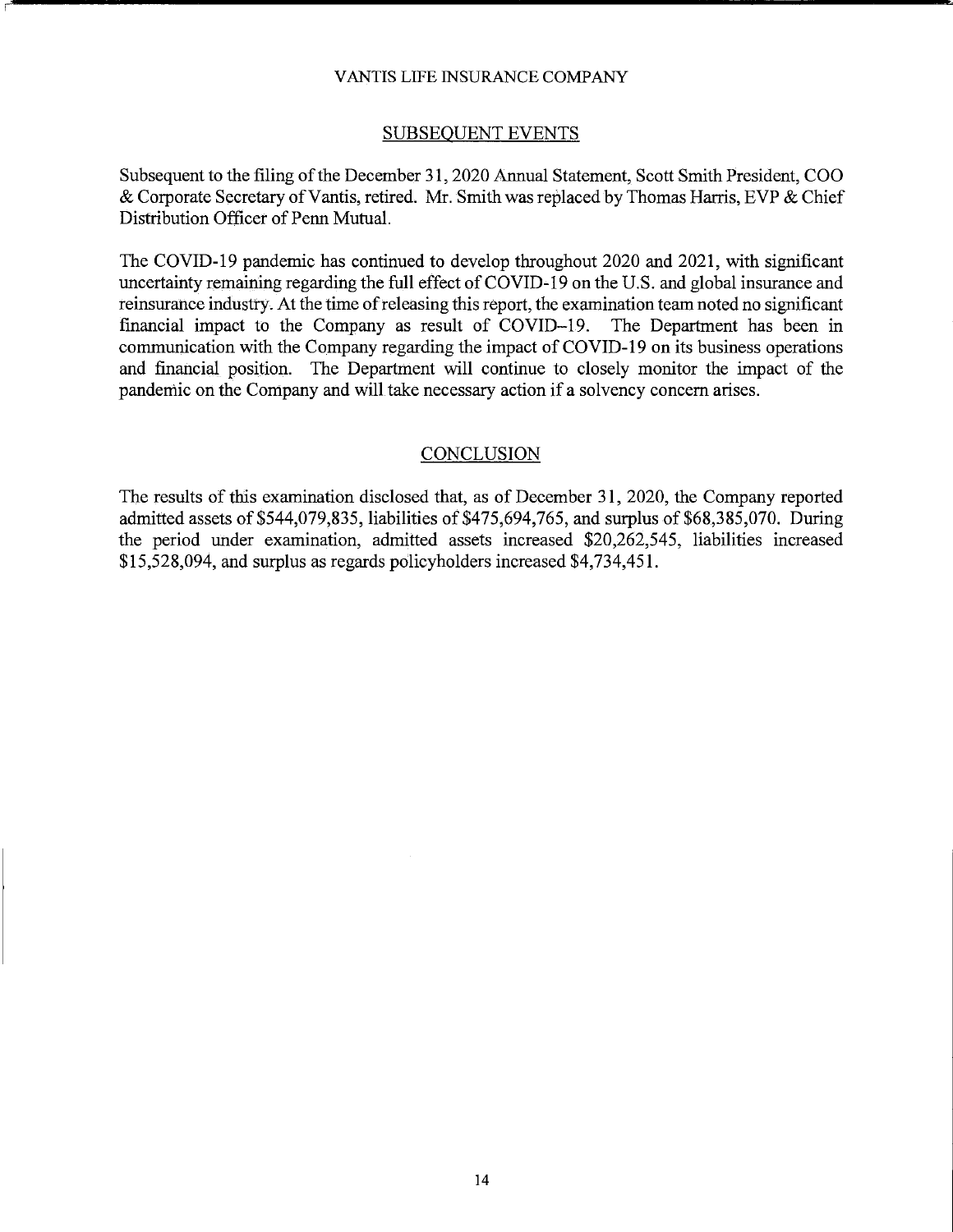## SUBSEQUENT EVENTS

Subsequent to the filing of the December 31, 2020 Annual Statement, Scott Smith President, COO & Corporate Secretary of Vantis, retired. Mr. Smith was replaced by Thomas Harris, EVP & Chief Distribution Officer of Penn Mutual.

The COVID-19 pandemic has continued to develop throughout 2020 and 2021, with significant uncertainty remaining regarding the full effect of COVID-19 on the U.S. and global insurance and reinsurance industry. At the time of releasing this report, the examination team noted no significant financial impact to the Company as result of COVID–19. The Department has been in communication with the Company regarding the impact of COVID-19 on its business operations and financial position. The Department will continue to closely monitor the impact of the pandemic on the Company and will take necessary action if a solvency concern arises.

## CONCLUSION

The results of this examination disclosed that, as of December 31, 2020, the Company reported admitted assets of $544,079,835, liabilities of $475,694,765, and surplus of $68,385,070. During the period under examination, admitted assets increased $20,262,545, liabilities increased $15,528,094, and surplus as regards policyholders increased $4,734,451.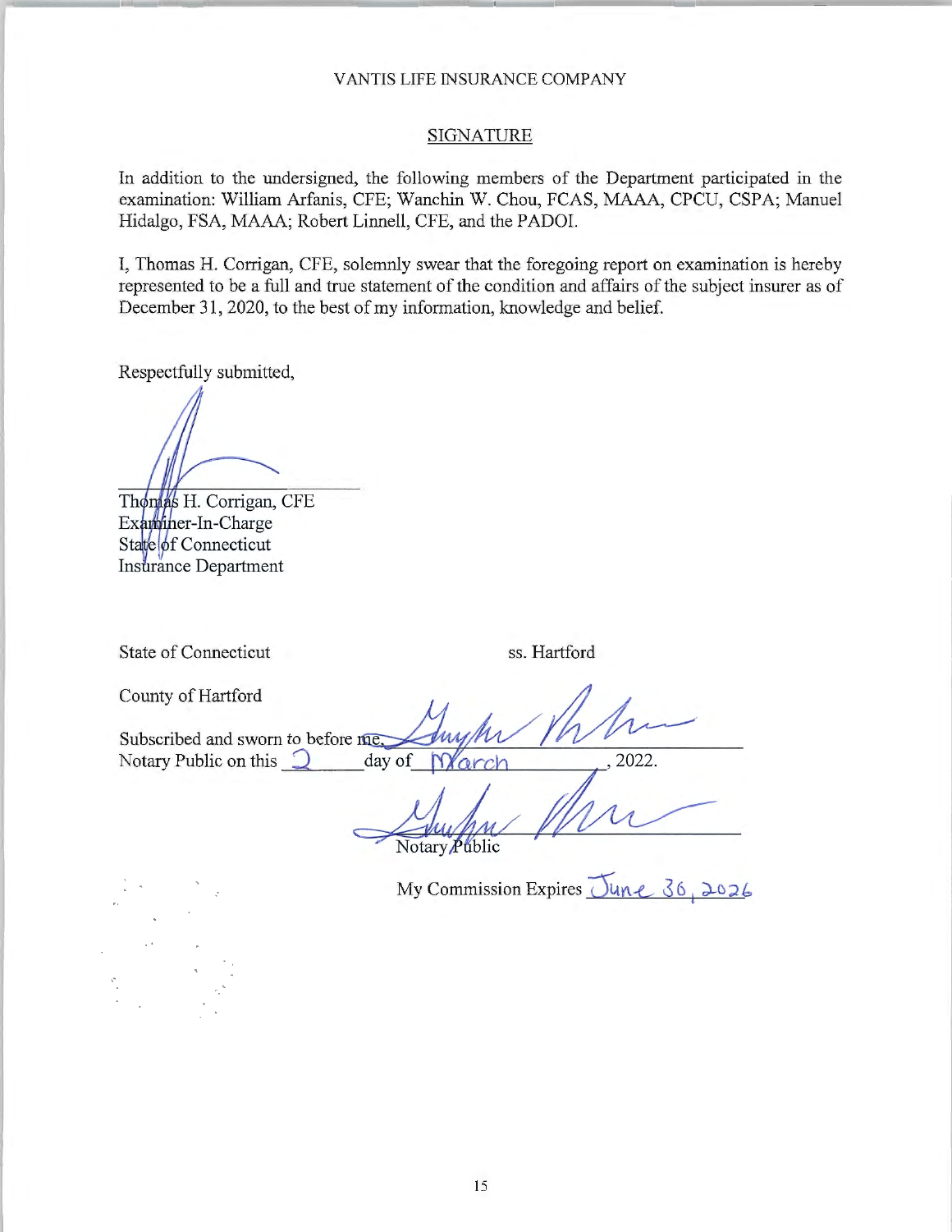VANTIS LIFE INSURANCE COMPANY

## SIGNATURE

In addition to the undersigned, the following members of the Department participated in the examination: William Arfanis, CFE; Wanchin W. Chou, FCAS, MAAA, CPCU, CSPA; Manuel Hidalgo, FSA, MAAA; Robert Linnell, CFE, and the PADOI.

I, Thomas H. Corrigan, CFE, solemnly swear that the foregoing report on examination is hereby represented to be a full and true statement of the condition and affairs of the subject insurer as of December 31, 2020, to the best of my information, knowledge and belief.

Respectfully submitted,

Thomas H. Corrigan, CFE
Examiner-In-Charge
State of Connecticut
Insurance Department

State of Connecticut ss. Hartford

County of Hartford

Subscribed and sworn to before me,
Notary Public on this 2 day of March, 2022.

Notary Public

My Commission Expires June 30, 2026